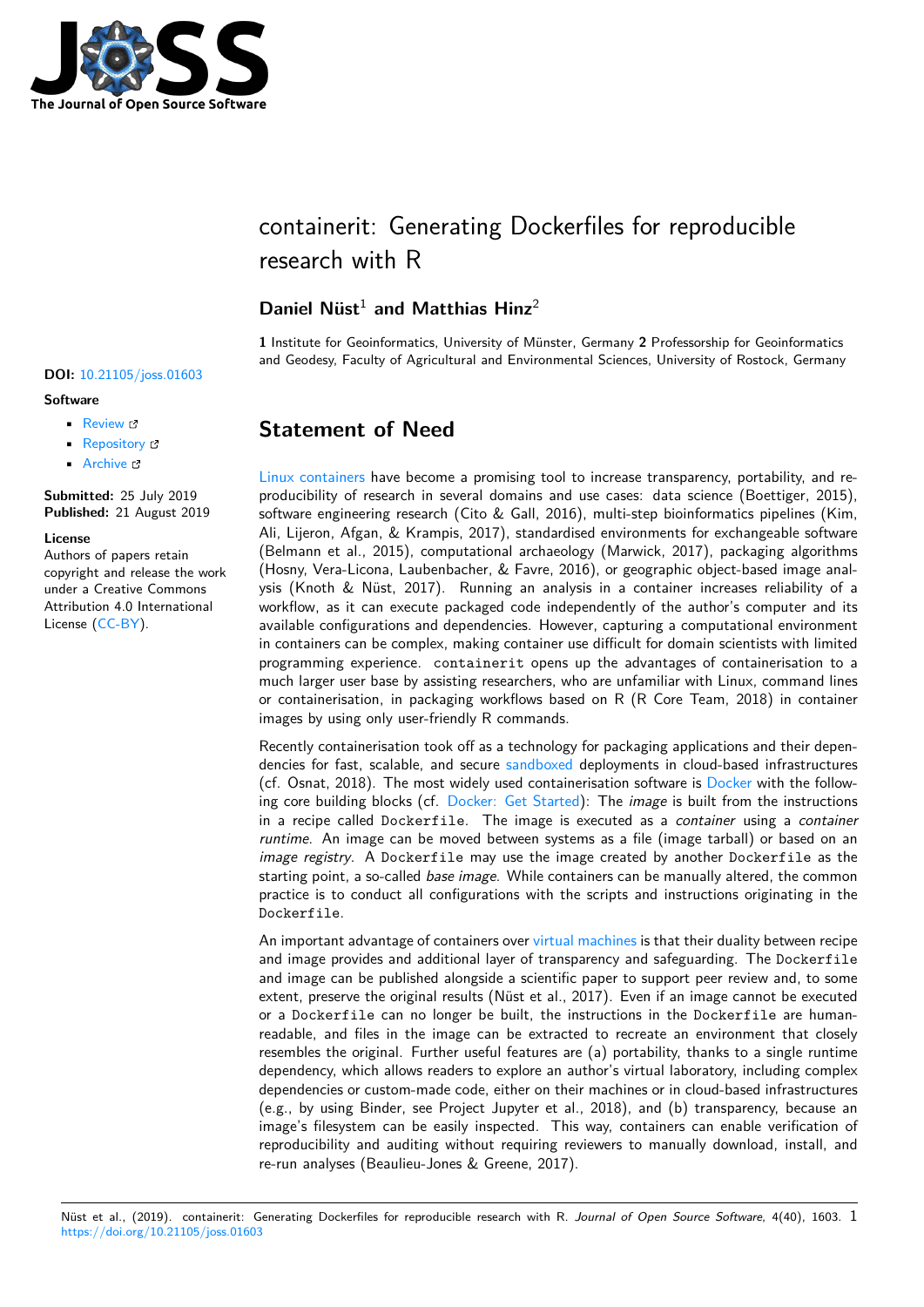# containerit: Generating Dockerfiles for reproducible research with R

**Daniel Nüst**[1] **and Matthias Hinz**[2]

**1** Institute for Geoinformatics, University of Münster, Germany **2** Professorship for Geoinformatics and Geodesy, Faculty of Agricultural and Environmental Sciences, University of Rostock, Germany

**DOI:** 10.21105/joss.01603

**Software**

- Review
- Repository
- Archive

**Submitted:** 25 July 2019
**Published:** 21 August 2019

**License**
Authors of papers retain copyright and release the work under a Creative Commons Attribution 4.0 International License (CC-BY).

## Statement of Need

Linux containers have become a promising tool to increase transparency, portability, and reproducibility of research in several domains and use cases: data science (Boettiger, 2015), software engineering research (Cito & Gall, 2016), multi-step bioinformatics pipelines (Kim, Ali, Lijeron, Afgan, & Krampis, 2017), standardised environments for exchangeable software (Belmann et al., 2015), computational archaeology (Marwick, 2017), packaging algorithms (Hosny, Vera-Licona, Laubenbacher, & Favre, 2016), or geographic object-based image analysis (Knoth & Nüst, 2017). Running an analysis in a container increases reliability of a workflow, as it can execute packaged code independently of the author's computer and its available configurations and dependencies. However, capturing a computational environment in containers can be complex, making container use difficult for domain scientists with limited programming experience. `containerit` opens up the advantages of containerisation to a much larger user base by assisting researchers, who are unfamiliar with Linux, command lines or containerisation, in packaging workflows based on R (R Core Team, 2018) in container images by using only user-friendly R commands.

Recently containerisation took off as a technology for packaging applications and their dependencies for fast, scalable, and secure sandboxed deployments in cloud-based infrastructures (cf. Osnat, 2018). The most widely used containerisation software is Docker with the following core building blocks (cf. Docker: Get Started): The *image* is built from the instructions in a recipe called `Dockerfile`. The image is executed as a *container* using a *container runtime*. An image can be moved between systems as a file (image tarball) or based on an *image registry*. A `Dockerfile` may use the image created by another `Dockerfile` as the starting point, a so-called *base image*. While containers can be manually altered, the common practice is to conduct all configurations with the scripts and instructions originating in the `Dockerfile`.

An important advantage of containers over virtual machines is that their duality between recipe and image provides and additional layer of transparency and safeguarding. The `Dockerfile` and image can be published alongside a scientific paper to support peer review and, to some extent, preserve the original results (Nüst et al., 2017). Even if an image cannot be executed or a `Dockerfile` can no longer be built, the instructions in the `Dockerfile` are human-readable, and files in the image can be extracted to recreate an environment that closely resembles the original. Further useful features are (a) portability, thanks to a single runtime dependency, which allows readers to explore an author's virtual laboratory, including complex dependencies or custom-made code, either on their machines or in cloud-based infrastructures (e.g., by using Binder, see Project Jupyter et al., 2018), and (b) transparency, because an image's filesystem can be easily inspected. This way, containers can enable verification of reproducibility and auditing without requiring reviewers to manually download, install, and re-run analyses (Beaulieu-Jones & Greene, 2017).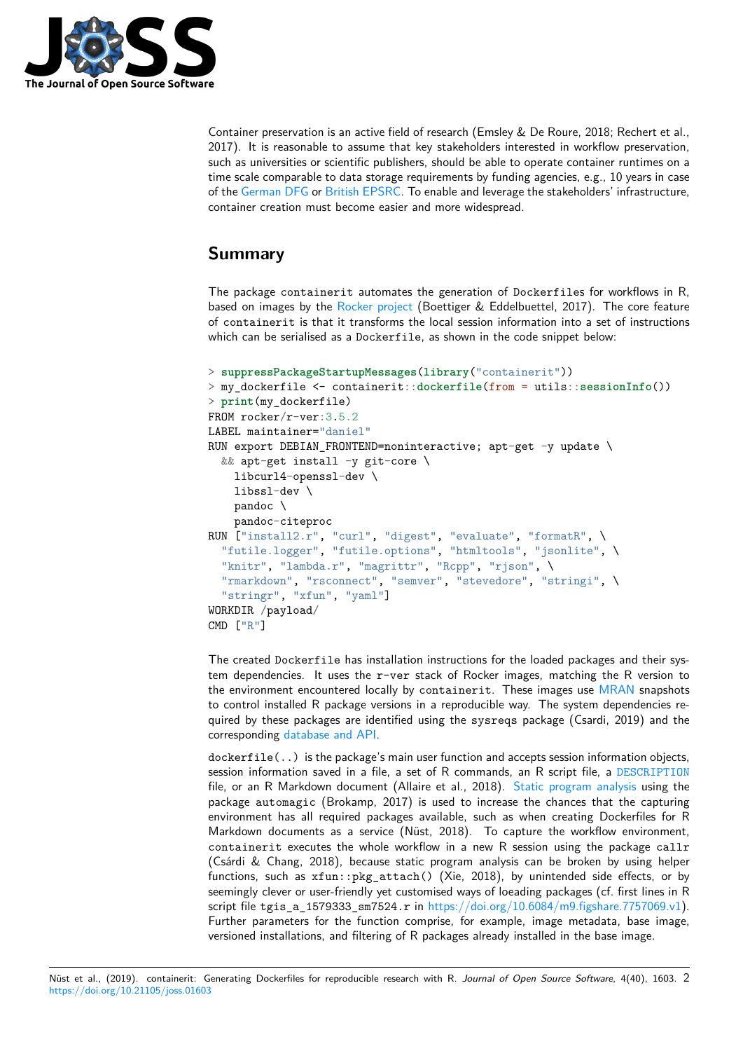Container preservation is an active field of research (Emsley & De Roure, 2018; Rechert et al., 2017). It is reasonable to assume that key stakeholders interested in workflow preservation, such as universities or scientific publishers, should be able to operate container runtimes on a time scale comparable to data storage requirements by funding agencies, e.g., 10 years in case of the German DFG or British EPSRC. To enable and leverage the stakeholders' infrastructure, container creation must become easier and more widespread.

## Summary

The package `containerit` automates the generation of `Dockerfiles` for workflows in R, based on images by the Rocker project (Boettiger & Eddelbuettel, 2017). The core feature of `containerit` is that it transforms the local session information into a set of instructions which can be serialised as a `Dockerfile`, as shown in the code snippet below:

```
> suppressPackageStartupMessages(library("containerit"))
> my_dockerfile <- containerit::dockerfile(from = utils::sessionInfo())
> print(my_dockerfile)
FROM rocker/r-ver:3.5.2
LABEL maintainer="daniel"
RUN export DEBIAN_FRONTEND=noninteractive; apt-get -y update \
  && apt-get install -y git-core \
    libcurl4-openssl-dev \
    libssl-dev \
    pandoc \
    pandoc-citeproc
RUN ["install2.r", "curl", "digest", "evaluate", "formatR", \
  "futile.logger", "futile.options", "htmltools", "jsonlite", \
  "knitr", "lambda.r", "magrittr", "Rcpp", "rjson", \
  "rmarkdown", "rsconnect", "semver", "stevedore", "stringi", \
  "stringr", "xfun", "yaml"]
WORKDIR /payload/
CMD ["R"]
```

The created `Dockerfile` has installation instructions for the loaded packages and their system dependencies. It uses the `r-ver` stack of Rocker images, matching the R version to the environment encountered locally by `containerit`. These images use MRAN snapshots to control installed R package versions in a reproducible way. The system dependencies required by these packages are identified using the `sysreqs` package (Csardi, 2019) and the corresponding database and API.

`dockerfile(..)` is the package's main user function and accepts session information objects, session information saved in a file, a set of R commands, an R script file, a DESCRIPTION file, or an R Markdown document (Allaire et al., 2018). Static program analysis using the package `automagic` (Brokamp, 2017) is used to increase the chances that the capturing environment has all required packages available, such as when creating Dockerfiles for R Markdown documents as a service (Nüst, 2018). To capture the workflow environment, `containerit` executes the whole workflow in a new R session using the package `callr` (Csárdi & Chang, 2018), because static program analysis can be broken by using helper functions, such as `xfun::pkg_attach()` (Xie, 2018), by unintended side effects, or by seemingly clever or user-friendly yet customised ways of loeading packages (cf. first lines in R script file `tgis_a_1579333_sm7524.r` in https://doi.org/10.6084/m9.figshare.7757069.v1). Further parameters for the function comprise, for example, image metadata, base image, versioned installations, and filtering of R packages already installed in the base image.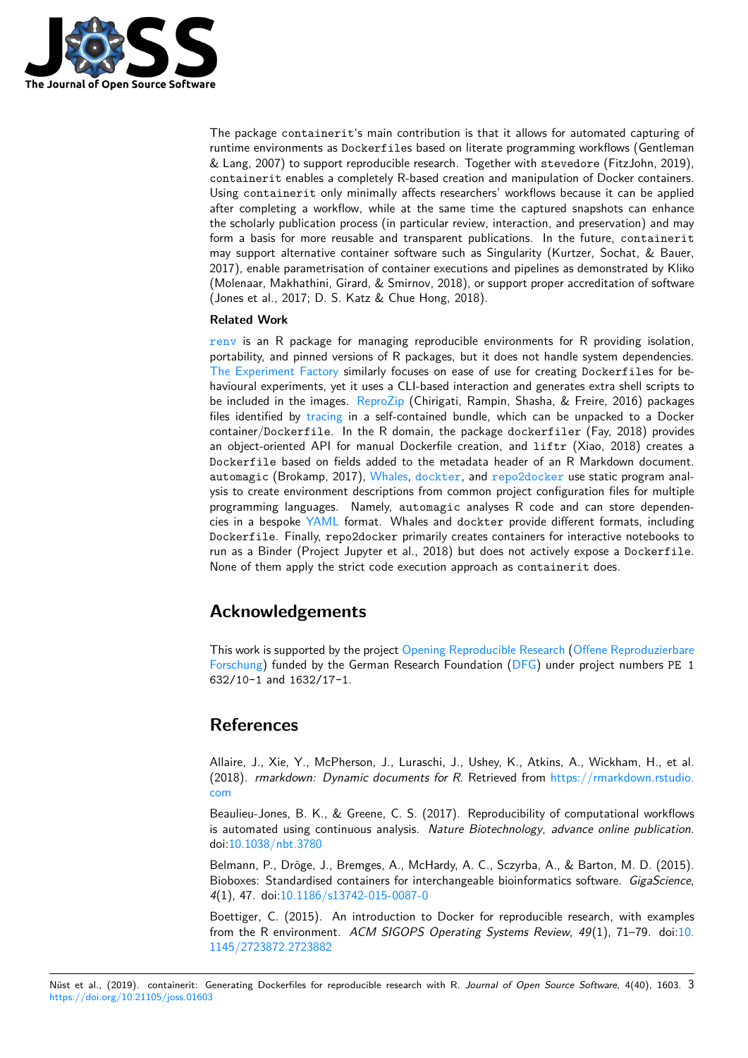The package `containerit`'s main contribution is that it allows for automated capturing of runtime environments as `Dockerfiles` based on literate programming workflows (Gentleman & Lang, 2007) to support reproducible research. Together with `stevedore` (FitzJohn, 2019), `containerit` enables a completely R-based creation and manipulation of Docker containers. Using `containerit` only minimally affects researchers' workflows because it can be applied after completing a workflow, while at the same time the captured snapshots can enhance the scholarly publication process (in particular review, interaction, and preservation) and may form a basis for more reusable and transparent publications. In the future, `containerit` may support alternative container software such as Singularity (Kurtzer, Sochat, & Bauer, 2017), enable parametrisation of container executions and pipelines as demonstrated by Kliko (Molenaar, Makhathini, Girard, & Smirnov, 2018), or support proper accreditation of software (Jones et al., 2017; D. S. Katz & Chue Hong, 2018).

**Related Work**

`renv` is an R package for managing reproducible environments for R providing isolation, portability, and pinned versions of R packages, but it does not handle system dependencies. The Experiment Factory similarly focuses on ease of use for creating `Dockerfiles` for behavioural experiments, yet it uses a CLI-based interaction and generates extra shell scripts to be included in the images. ReproZip (Chirigati, Rampin, Shasha, & Freire, 2016) packages files identified by tracing in a self-contained bundle, which can be unpacked to a Docker container/`Dockerfile`. In the R domain, the package `dockerfiler` (Fay, 2018) provides an object-oriented API for manual Dockerfile creation, and `liftr` (Xiao, 2018) creates a `Dockerfile` based on fields added to the metadata header of an R Markdown document. `automagic` (Brokamp, 2017), Whales, `dockter`, and `repo2docker` use static program analysis to create environment descriptions from common project configuration files for multiple programming languages. Namely, `automagic` analyses R code and can store dependencies in a bespoke YAML format. Whales and `dockter` provide different formats, including `Dockerfile`. Finally, `repo2docker` primarily creates containers for interactive notebooks to run as a Binder (Project Jupyter et al., 2018) but does not actively expose a `Dockerfile`. None of them apply the strict code execution approach as `containerit` does.

## Acknowledgements

This work is supported by the project Opening Reproducible Research (Offene Reproduzierbare Forschung) funded by the German Research Foundation (DFG) under project numbers `PE 1632/10-1` and `1632/17-1`.

## References

Allaire, J., Xie, Y., McPherson, J., Luraschi, J., Ushey, K., Atkins, A., Wickham, H., et al. (2018). *rmarkdown: Dynamic documents for R*. Retrieved from https://rmarkdown.rstudio.com

Beaulieu-Jones, B. K., & Greene, C. S. (2017). Reproducibility of computational workflows is automated using continuous analysis. *Nature Biotechnology*, *advance online publication*. doi:10.1038/nbt.3780

Belmann, P., Dröge, J., Bremges, A., McHardy, A. C., Sczyrba, A., & Barton, M. D. (2015). Bioboxes: Standardised containers for interchangeable bioinformatics software. *GigaScience*, *4*(1), 47. doi:10.1186/s13742-015-0087-0

Boettiger, C. (2015). An introduction to Docker for reproducible research, with examples from the R environment. *ACM SIGOPS Operating Systems Review*, *49*(1), 71–79. doi:10.1145/2723872.2723882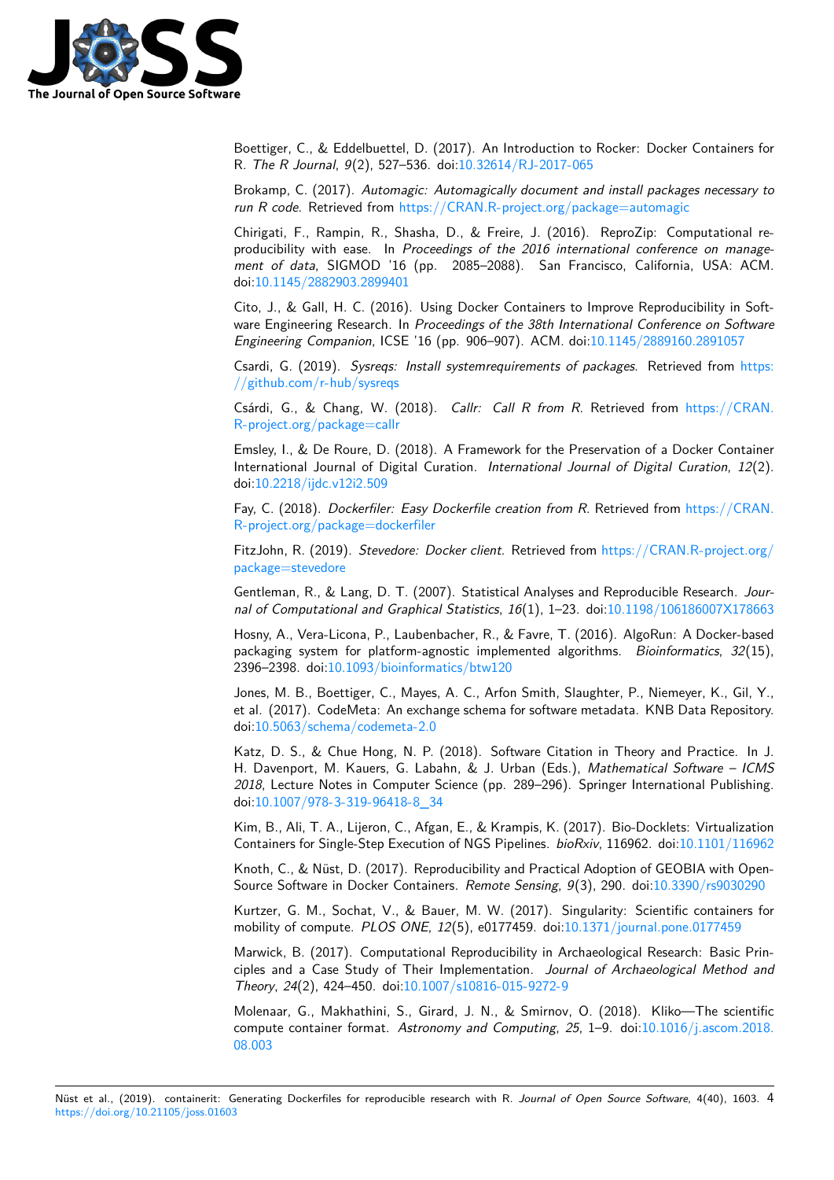Boettiger, C., & Eddelbuettel, D. (2017). An Introduction to Rocker: Docker Containers for R. *The R Journal*, *9*(2), 527–536. doi:10.32614/RJ-2017-065

Brokamp, C. (2017). *Automagic: Automagically document and install packages necessary to run R code*. Retrieved from https://CRAN.R-project.org/package=automagic

Chirigati, F., Rampin, R., Shasha, D., & Freire, J. (2016). ReproZip: Computational reproducibility with ease. In *Proceedings of the 2016 international conference on management of data*, SIGMOD '16 (pp. 2085–2088). San Francisco, California, USA: ACM. doi:10.1145/2882903.2899401

Cito, J., & Gall, H. C. (2016). Using Docker Containers to Improve Reproducibility in Software Engineering Research. In *Proceedings of the 38th International Conference on Software Engineering Companion*, ICSE '16 (pp. 906–907). ACM. doi:10.1145/2889160.2891057

Csardi, G. (2019). *Sysreqs: Install systemrequirements of packages*. Retrieved from https://github.com/r-hub/sysreqs

Csárdi, G., & Chang, W. (2018). *Callr: Call R from R*. Retrieved from https://CRAN.R-project.org/package=callr

Emsley, I., & De Roure, D. (2018). A Framework for the Preservation of a Docker Container International Journal of Digital Curation. *International Journal of Digital Curation*, *12*(2). doi:10.2218/ijdc.v12i2.509

Fay, C. (2018). *Dockerfiler: Easy Dockerfile creation from R*. Retrieved from https://CRAN.R-project.org/package=dockerfiler

FitzJohn, R. (2019). *Stevedore: Docker client*. Retrieved from https://CRAN.R-project.org/package=stevedore

Gentleman, R., & Lang, D. T. (2007). Statistical Analyses and Reproducible Research. *Journal of Computational and Graphical Statistics*, *16*(1), 1–23. doi:10.1198/106186007X178663

Hosny, A., Vera-Licona, P., Laubenbacher, R., & Favre, T. (2016). AlgoRun: A Docker-based packaging system for platform-agnostic implemented algorithms. *Bioinformatics*, *32*(15), 2396–2398. doi:10.1093/bioinformatics/btw120

Jones, M. B., Boettiger, C., Mayes, A. C., Arfon Smith, Slaughter, P., Niemeyer, K., Gil, Y., et al. (2017). CodeMeta: An exchange schema for software metadata. KNB Data Repository. doi:10.5063/schema/codemeta-2.0

Katz, D. S., & Chue Hong, N. P. (2018). Software Citation in Theory and Practice. In J. H. Davenport, M. Kauers, G. Labahn, & J. Urban (Eds.), *Mathematical Software – ICMS 2018*, Lecture Notes in Computer Science (pp. 289–296). Springer International Publishing. doi:10.1007/978-3-319-96418-8_34

Kim, B., Ali, T. A., Lijeron, C., Afgan, E., & Krampis, K. (2017). Bio-Docklets: Virtualization Containers for Single-Step Execution of NGS Pipelines. *bioRxiv*, 116962. doi:10.1101/116962

Knoth, C., & Nüst, D. (2017). Reproducibility and Practical Adoption of GEOBIA with Open-Source Software in Docker Containers. *Remote Sensing*, *9*(3), 290. doi:10.3390/rs9030290

Kurtzer, G. M., Sochat, V., & Bauer, M. W. (2017). Singularity: Scientific containers for mobility of compute. *PLOS ONE*, *12*(5), e0177459. doi:10.1371/journal.pone.0177459

Marwick, B. (2017). Computational Reproducibility in Archaeological Research: Basic Principles and a Case Study of Their Implementation. *Journal of Archaeological Method and Theory*, *24*(2), 424–450. doi:10.1007/s10816-015-9272-9

Molenaar, G., Makhathini, S., Girard, J. N., & Smirnov, O. (2018). Kliko—The scientific compute container format. *Astronomy and Computing*, *25*, 1–9. doi:10.1016/j.ascom.2018.08.003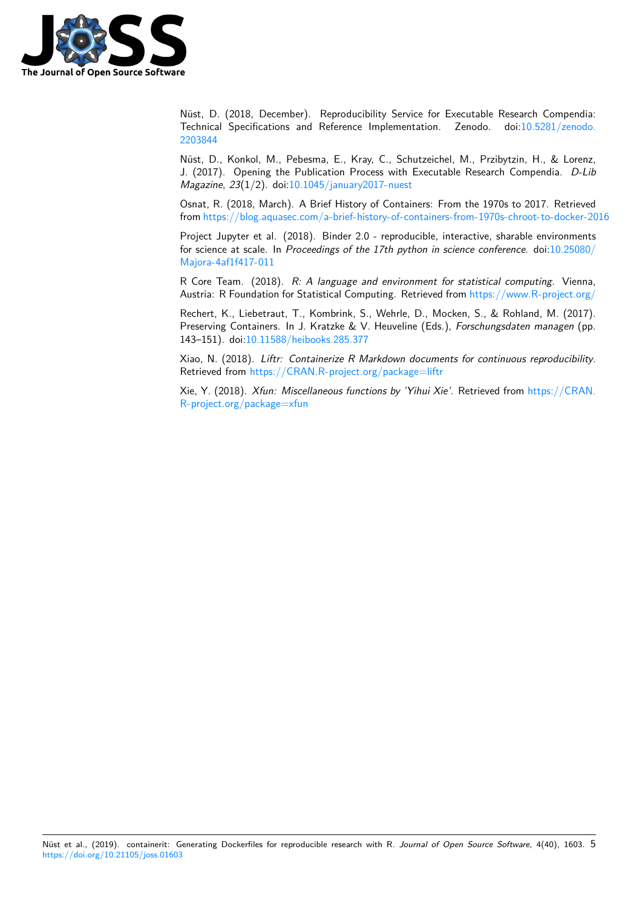Nüst, D. (2018, December). Reproducibility Service for Executable Research Compendia: Technical Specifications and Reference Implementation. Zenodo. doi:10.5281/zenodo.2203844

Nüst, D., Konkol, M., Pebesma, E., Kray, C., Schutzeichel, M., Przibytzin, H., & Lorenz, J. (2017). Opening the Publication Process with Executable Research Compendia. *D-Lib Magazine*, *23*(1/2). doi:10.1045/january2017-nuest

Osnat, R. (2018, March). A Brief History of Containers: From the 1970s to 2017. Retrieved from https://blog.aquasec.com/a-brief-history-of-containers-from-1970s-chroot-to-docker-2016

Project Jupyter et al. (2018). Binder 2.0 - reproducible, interactive, sharable environments for science at scale. In *Proceedings of the 17th python in science conference*. doi:10.25080/Majora-4af1f417-011

R Core Team. (2018). *R: A language and environment for statistical computing*. Vienna, Austria: R Foundation for Statistical Computing. Retrieved from https://www.R-project.org/

Rechert, K., Liebetraut, T., Kombrink, S., Wehrle, D., Mocken, S., & Rohland, M. (2017). Preserving Containers. In J. Kratzke & V. Heuveline (Eds.), *Forschungsdaten managen* (pp. 143–151). doi:10.11588/heibooks.285.377

Xiao, N. (2018). *Liftr: Containerize R Markdown documents for continuous reproducibility*. Retrieved from https://CRAN.R-project.org/package=liftr

Xie, Y. (2018). *Xfun: Miscellaneous functions by 'Yihui Xie'*. Retrieved from https://CRAN.R-project.org/package=xfun